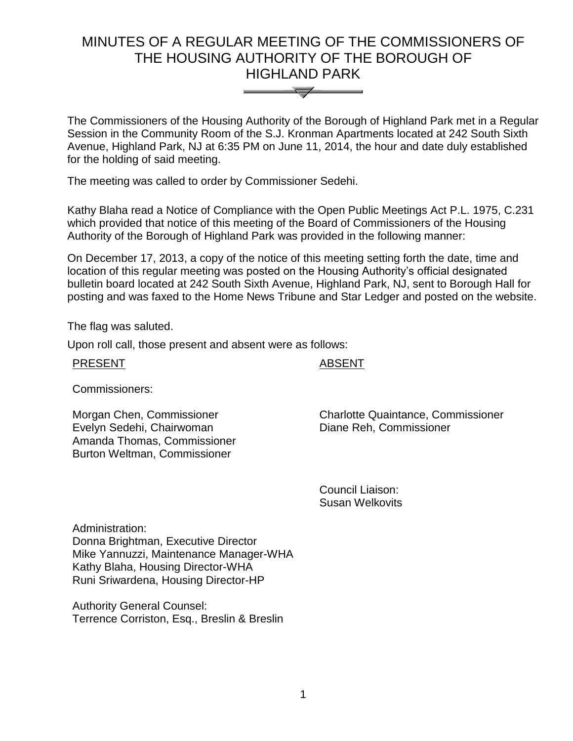# MINUTES OF A REGULAR MEETING OF THE COMMISSIONERS OF THE HOUSING AUTHORITY OF THE BOROUGH OF HIGHLAND PARK

The Commissioners of the Housing Authority of the Borough of Highland Park met in a Regular Session in the Community Room of the S.J. Kronman Apartments located at 242 South Sixth Avenue, Highland Park, NJ at 6:35 PM on June 11, 2014, the hour and date duly established for the holding of said meeting.

The meeting was called to order by Commissioner Sedehi.

Kathy Blaha read a Notice of Compliance with the Open Public Meetings Act P.L. 1975, C.231 which provided that notice of this meeting of the Board of Commissioners of the Housing Authority of the Borough of Highland Park was provided in the following manner:

On December 17, 2013, a copy of the notice of this meeting setting forth the date, time and location of this regular meeting was posted on the Housing Authority's official designated bulletin board located at 242 South Sixth Avenue, Highland Park, NJ, sent to Borough Hall for posting and was faxed to the Home News Tribune and Star Ledger and posted on the website.

The flag was saluted.

Upon roll call, those present and absent were as follows:

| PRESENT | ABSENT |
| --- | --- |
| Commissioners: | |
| Morgan Chen, Commissioner | Charlotte Quaintance, Commissioner |
| Evelyn Sedehi, Chairwoman | Diane Reh, Commissioner |
| Amanda Thomas, Commissioner | |
| Burton Weltman, Commissioner | |
| | Council Liaison: |
| | Susan Welkovits |

Administration:
Donna Brightman, Executive Director
Mike Yannuzzi, Maintenance Manager-WHA
Kathy Blaha, Housing Director-WHA
Runi Sriwardena, Housing Director-HP

Authority General Counsel:
Terrence Corriston, Esq., Breslin & Breslin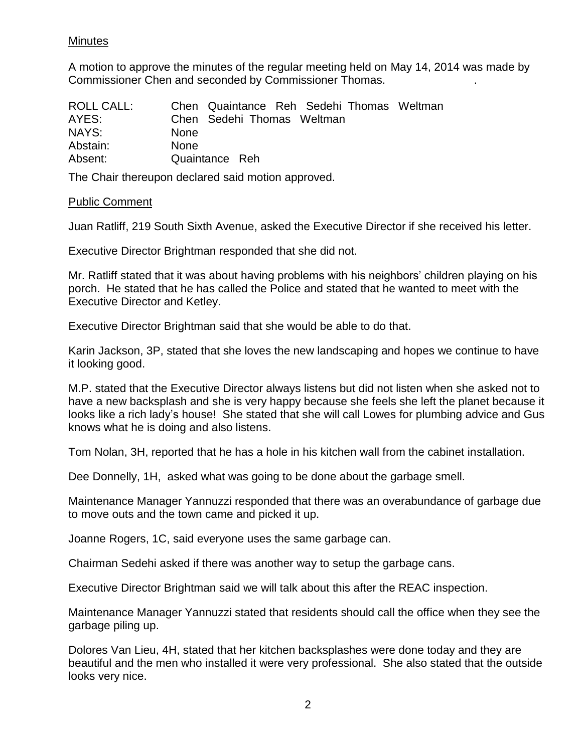Minutes

A motion to approve the minutes of the regular meeting held on May 14, 2014 was made by Commissioner Chen and seconded by Commissioner Thomas.

| | |
|---|---|
| ROLL CALL: | Chen Quaintance Reh Sedehi Thomas Weltman |
| AYES: | Chen Sedehi Thomas Weltman |
| NAYS: | None |
| Abstain: | None |
| Absent: | Quaintance Reh |

The Chair thereupon declared said motion approved.

Public Comment

Juan Ratliff, 219 South Sixth Avenue, asked the Executive Director if she received his letter.

Executive Director Brightman responded that she did not.

Mr. Ratliff stated that it was about having problems with his neighbors' children playing on his porch. He stated that he has called the Police and stated that he wanted to meet with the Executive Director and Ketley.

Executive Director Brightman said that she would be able to do that.

Karin Jackson, 3P, stated that she loves the new landscaping and hopes we continue to have it looking good.

M.P. stated that the Executive Director always listens but did not listen when she asked not to have a new backsplash and she is very happy because she feels she left the planet because it looks like a rich lady's house! She stated that she will call Lowes for plumbing advice and Gus knows what he is doing and also listens.

Tom Nolan, 3H, reported that he has a hole in his kitchen wall from the cabinet installation.

Dee Donnelly, 1H, asked what was going to be done about the garbage smell.

Maintenance Manager Yannuzzi responded that there was an overabundance of garbage due to move outs and the town came and picked it up.

Joanne Rogers, 1C, said everyone uses the same garbage can.

Chairman Sedehi asked if there was another way to setup the garbage cans.

Executive Director Brightman said we will talk about this after the REAC inspection.

Maintenance Manager Yannuzzi stated that residents should call the office when they see the garbage piling up.

Dolores Van Lieu, 4H, stated that her kitchen backsplashes were done today and they are beautiful and the men who installed it were very professional. She also stated that the outside looks very nice.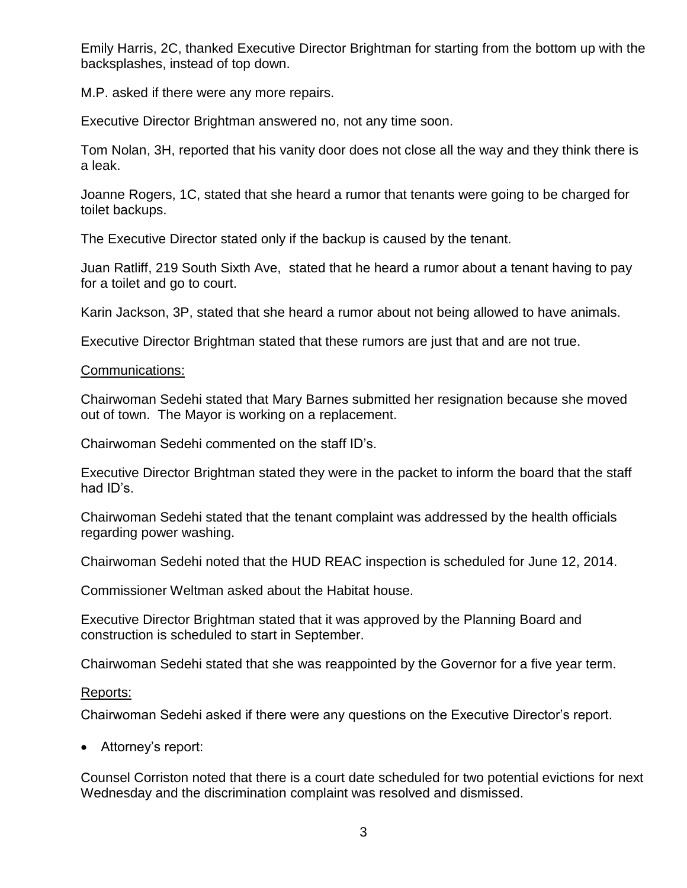Emily Harris, 2C, thanked Executive Director Brightman for starting from the bottom up with the backsplashes, instead of top down.

M.P. asked if there were any more repairs.

Executive Director Brightman answered no, not any time soon.

Tom Nolan, 3H, reported that his vanity door does not close all the way and they think there is a leak.

Joanne Rogers, 1C, stated that she heard a rumor that tenants were going to be charged for toilet backups.

The Executive Director stated only if the backup is caused by the tenant.

Juan Ratliff, 219 South Sixth Ave, stated that he heard a rumor about a tenant having to pay for a toilet and go to court.

Karin Jackson, 3P, stated that she heard a rumor about not being allowed to have animals.

Executive Director Brightman stated that these rumors are just that and are not true.

<u>Communications:</u>

Chairwoman Sedehi stated that Mary Barnes submitted her resignation because she moved out of town. The Mayor is working on a replacement.

Chairwoman Sedehi commented on the staff ID's.

Executive Director Brightman stated they were in the packet to inform the board that the staff had ID's.

Chairwoman Sedehi stated that the tenant complaint was addressed by the health officials regarding power washing.

Chairwoman Sedehi noted that the HUD REAC inspection is scheduled for June 12, 2014.

Commissioner Weltman asked about the Habitat house.

Executive Director Brightman stated that it was approved by the Planning Board and construction is scheduled to start in September.

Chairwoman Sedehi stated that she was reappointed by the Governor for a five year term.

<u>Reports:</u>

Chairwoman Sedehi asked if there were any questions on the Executive Director's report.

- Attorney's report:

Counsel Corriston noted that there is a court date scheduled for two potential evictions for next Wednesday and the discrimination complaint was resolved and dismissed.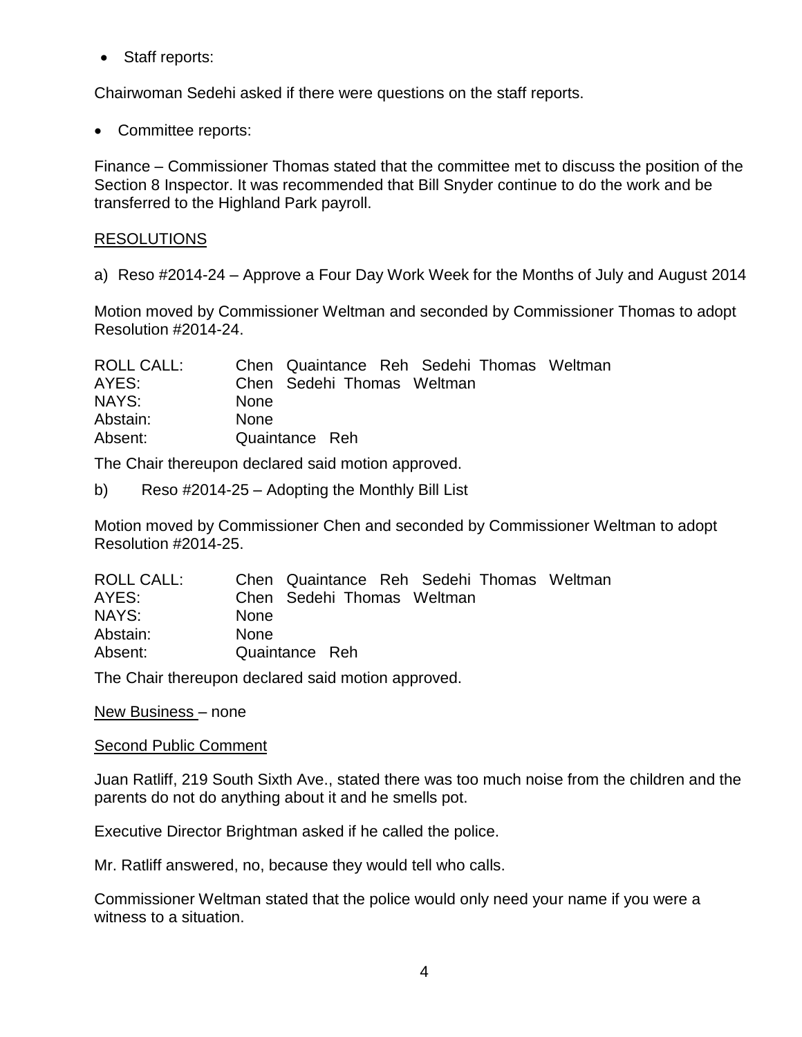- Staff reports:

Chairwoman Sedehi asked if there were questions on the staff reports.

- Committee reports:

Finance – Commissioner Thomas stated that the committee met to discuss the position of the Section 8 Inspector. It was recommended that Bill Snyder continue to do the work and be transferred to the Highland Park payroll.

RESOLUTIONS

a) Reso #2014-24 – Approve a Four Day Work Week for the Months of July and August 2014

Motion moved by Commissioner Weltman and seconded by Commissioner Thomas to adopt Resolution #2014-24.

ROLL CALL: Chen Quaintance Reh Sedehi Thomas Weltman
AYES: Chen Sedehi Thomas Weltman
NAYS: None
Abstain: None
Absent: Quaintance Reh

The Chair thereupon declared said motion approved.

b) Reso #2014-25 – Adopting the Monthly Bill List

Motion moved by Commissioner Chen and seconded by Commissioner Weltman to adopt Resolution #2014-25.

ROLL CALL: Chen Quaintance Reh Sedehi Thomas Weltman
AYES: Chen Sedehi Thomas Weltman
NAYS: None
Abstain: None
Absent: Quaintance Reh

The Chair thereupon declared said motion approved.

New Business – none

Second Public Comment

Juan Ratliff, 219 South Sixth Ave., stated there was too much noise from the children and the parents do not do anything about it and he smells pot.

Executive Director Brightman asked if he called the police.

Mr. Ratliff answered, no, because they would tell who calls.

Commissioner Weltman stated that the police would only need your name if you were a witness to a situation.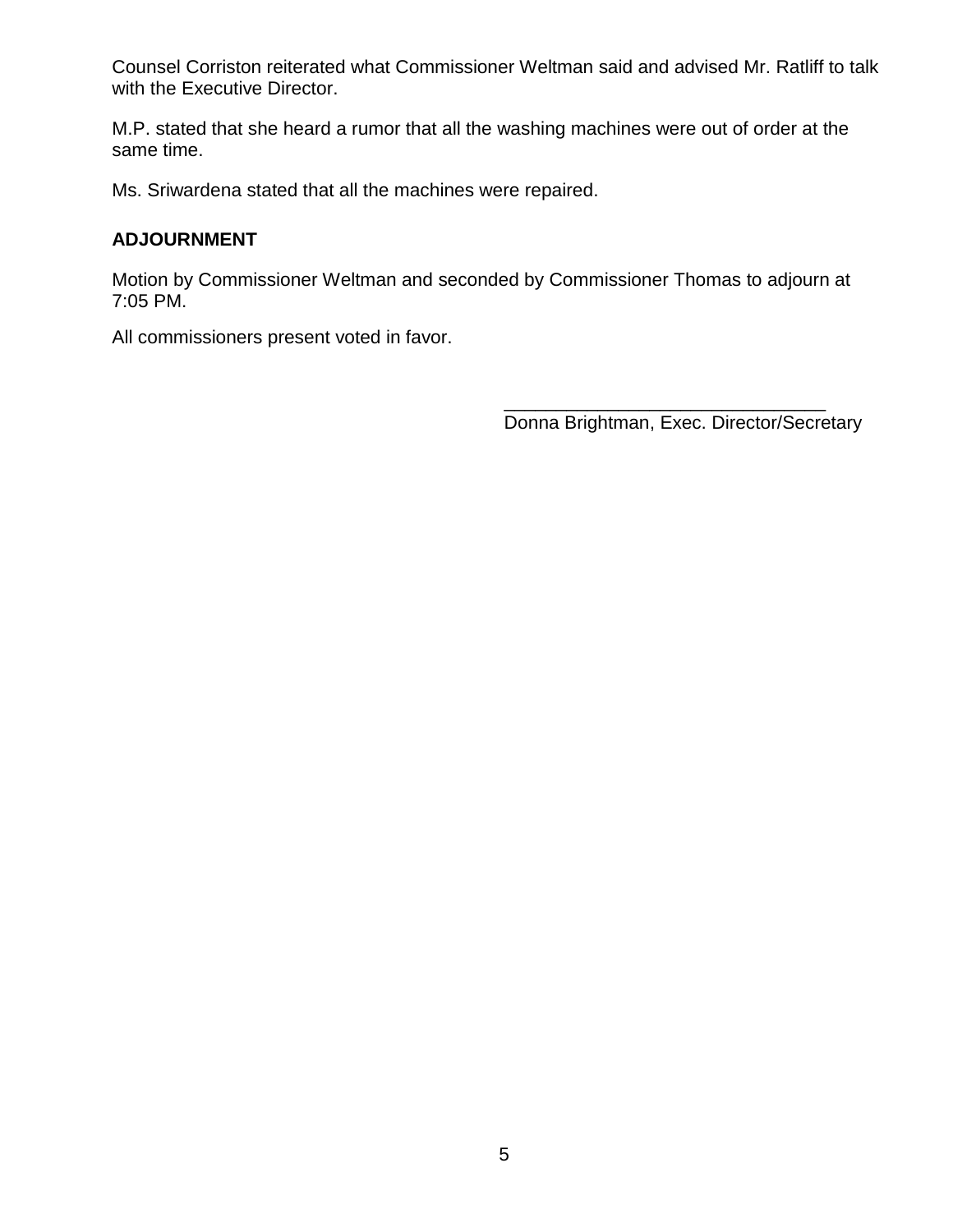Counsel Corriston reiterated what Commissioner Weltman said and advised Mr. Ratliff to talk with the Executive Director.

M.P. stated that she heard a rumor that all the washing machines were out of order at the same time.

Ms. Sriwardena stated that all the machines were repaired.

**ADJOURNMENT**

Motion by Commissioner Weltman and seconded by Commissioner Thomas to adjourn at 7:05 PM.

All commissioners present voted in favor.

\_\_\_\_\_\_\_\_\_\_\_\_\_\_\_\_\_\_\_\_\_\_\_\_\_\_\_\_\_\_\_\_

Donna Brightman, Exec. Director/Secretary